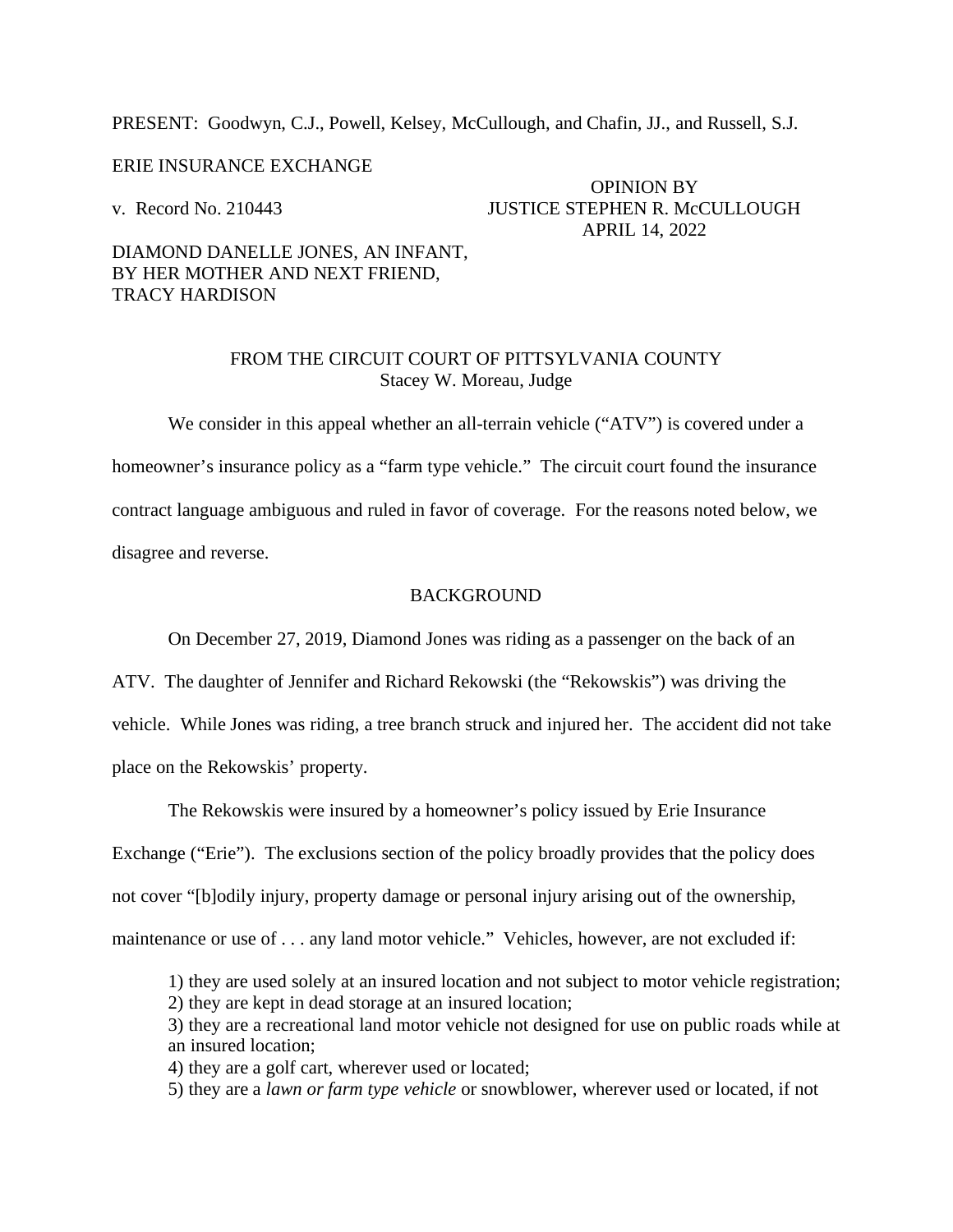PRESENT: Goodwyn, C.J., Powell, Kelsey, McCullough, and Chafin, JJ., and Russell, S.J.

ERIE INSURANCE EXCHANGE

v. Record No. 210443

OPINION BY
JUSTICE STEPHEN R. McCULLOUGH
APRIL 14, 2022

DIAMOND DANELLE JONES, AN INFANT,
BY HER MOTHER AND NEXT FRIEND,
TRACY HARDISON

FROM THE CIRCUIT COURT OF PITTSYLVANIA COUNTY
Stacey W. Moreau, Judge

We consider in this appeal whether an all-terrain vehicle ("ATV") is covered under a homeowner's insurance policy as a "farm type vehicle." The circuit court found the insurance contract language ambiguous and ruled in favor of coverage. For the reasons noted below, we disagree and reverse.

## BACKGROUND

On December 27, 2019, Diamond Jones was riding as a passenger on the back of an ATV. The daughter of Jennifer and Richard Rekowski (the "Rekowskis") was driving the vehicle. While Jones was riding, a tree branch struck and injured her. The accident did not take place on the Rekowskis' property.

The Rekowskis were insured by a homeowner's policy issued by Erie Insurance Exchange ("Erie"). The exclusions section of the policy broadly provides that the policy does not cover "[b]odily injury, property damage or personal injury arising out of the ownership, maintenance or use of . . . any land motor vehicle." Vehicles, however, are not excluded if:

> 1) they are used solely at an insured location and not subject to motor vehicle registration;
> 2) they are kept in dead storage at an insured location;
> 3) they are a recreational land motor vehicle not designed for use on public roads while at an insured location;
> 4) they are a golf cart, wherever used or located;
> 5) they are a *lawn or farm type vehicle* or snowblower, wherever used or located, if not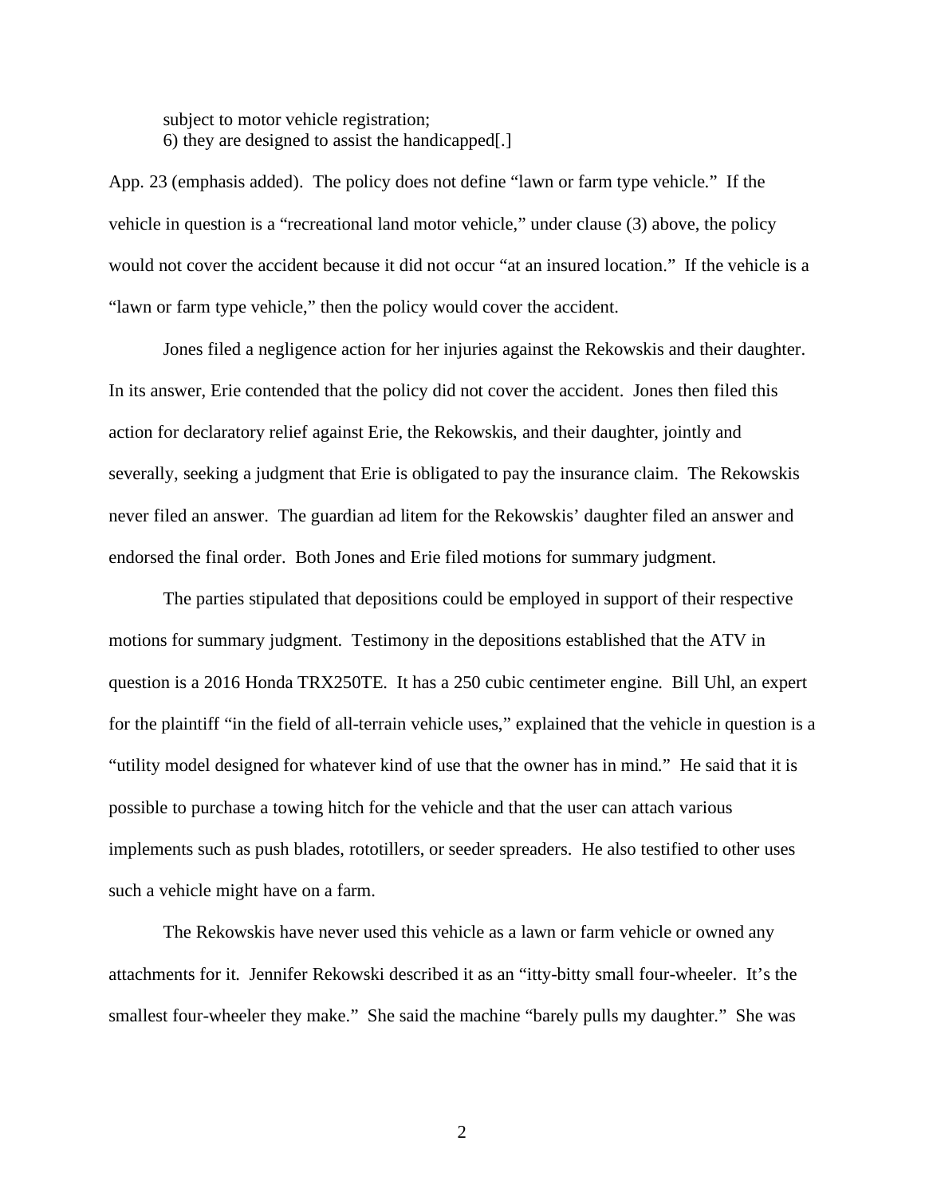subject to motor vehicle registration;
6) they are designed to assist the handicapped[.]

App. 23 (emphasis added). The policy does not define "lawn or farm type vehicle." If the vehicle in question is a "recreational land motor vehicle," under clause (3) above, the policy would not cover the accident because it did not occur "at an insured location." If the vehicle is a "lawn or farm type vehicle," then the policy would cover the accident.

Jones filed a negligence action for her injuries against the Rekowskis and their daughter. In its answer, Erie contended that the policy did not cover the accident. Jones then filed this action for declaratory relief against Erie, the Rekowskis, and their daughter, jointly and severally, seeking a judgment that Erie is obligated to pay the insurance claim. The Rekowskis never filed an answer. The guardian ad litem for the Rekowskis' daughter filed an answer and endorsed the final order. Both Jones and Erie filed motions for summary judgment.

The parties stipulated that depositions could be employed in support of their respective motions for summary judgment. Testimony in the depositions established that the ATV in question is a 2016 Honda TRX250TE. It has a 250 cubic centimeter engine. Bill Uhl, an expert for the plaintiff "in the field of all-terrain vehicle uses," explained that the vehicle in question is a "utility model designed for whatever kind of use that the owner has in mind." He said that it is possible to purchase a towing hitch for the vehicle and that the user can attach various implements such as push blades, rototillers, or seeder spreaders. He also testified to other uses such a vehicle might have on a farm.

The Rekowskis have never used this vehicle as a lawn or farm vehicle or owned any attachments for it. Jennifer Rekowski described it as an "itty-bitty small four-wheeler. It's the smallest four-wheeler they make." She said the machine "barely pulls my daughter." She was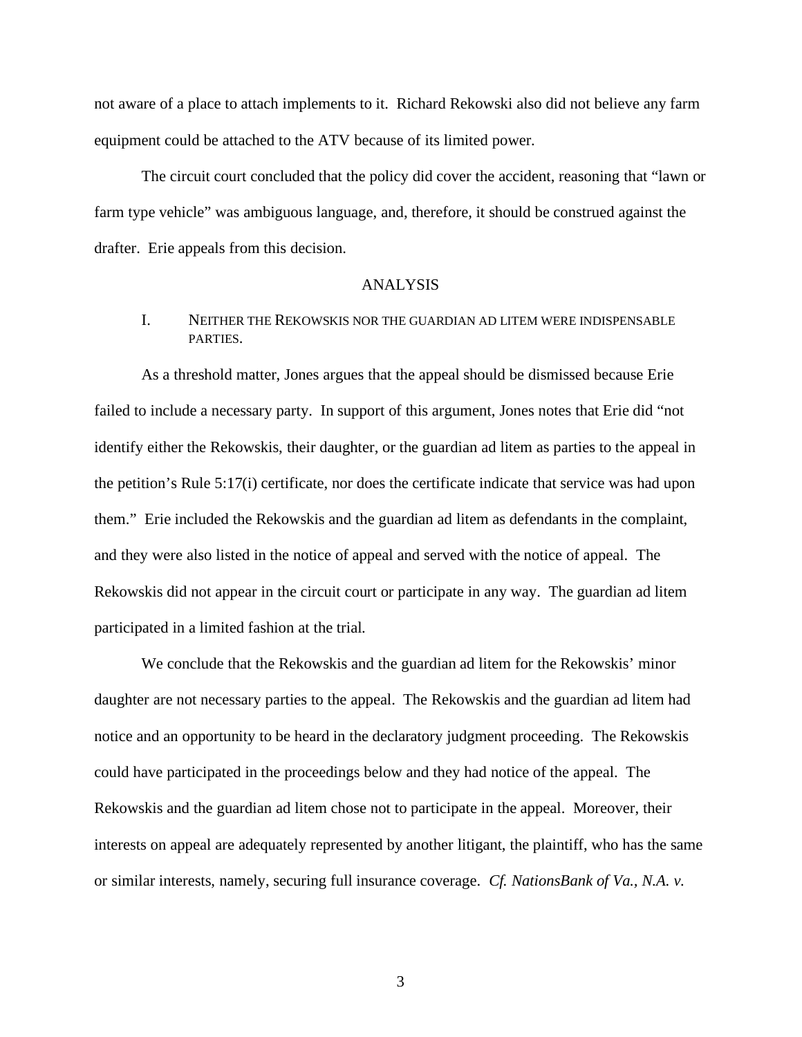not aware of a place to attach implements to it. Richard Rekowski also did not believe any farm equipment could be attached to the ATV because of its limited power.

The circuit court concluded that the policy did cover the accident, reasoning that "lawn or farm type vehicle" was ambiguous language, and, therefore, it should be construed against the drafter. Erie appeals from this decision.

## ANALYSIS

### I. NEITHER THE REKOWSKIS NOR THE GUARDIAN AD LITEM WERE INDISPENSABLE PARTIES.

As a threshold matter, Jones argues that the appeal should be dismissed because Erie failed to include a necessary party. In support of this argument, Jones notes that Erie did "not identify either the Rekowskis, their daughter, or the guardian ad litem as parties to the appeal in the petition's Rule 5:17(i) certificate, nor does the certificate indicate that service was had upon them." Erie included the Rekowskis and the guardian ad litem as defendants in the complaint, and they were also listed in the notice of appeal and served with the notice of appeal. The Rekowskis did not appear in the circuit court or participate in any way. The guardian ad litem participated in a limited fashion at the trial.

We conclude that the Rekowskis and the guardian ad litem for the Rekowskis' minor daughter are not necessary parties to the appeal. The Rekowskis and the guardian ad litem had notice and an opportunity to be heard in the declaratory judgment proceeding. The Rekowskis could have participated in the proceedings below and they had notice of the appeal. The Rekowskis and the guardian ad litem chose not to participate in the appeal. Moreover, their interests on appeal are adequately represented by another litigant, the plaintiff, who has the same or similar interests, namely, securing full insurance coverage. *Cf. NationsBank of Va., N.A. v.*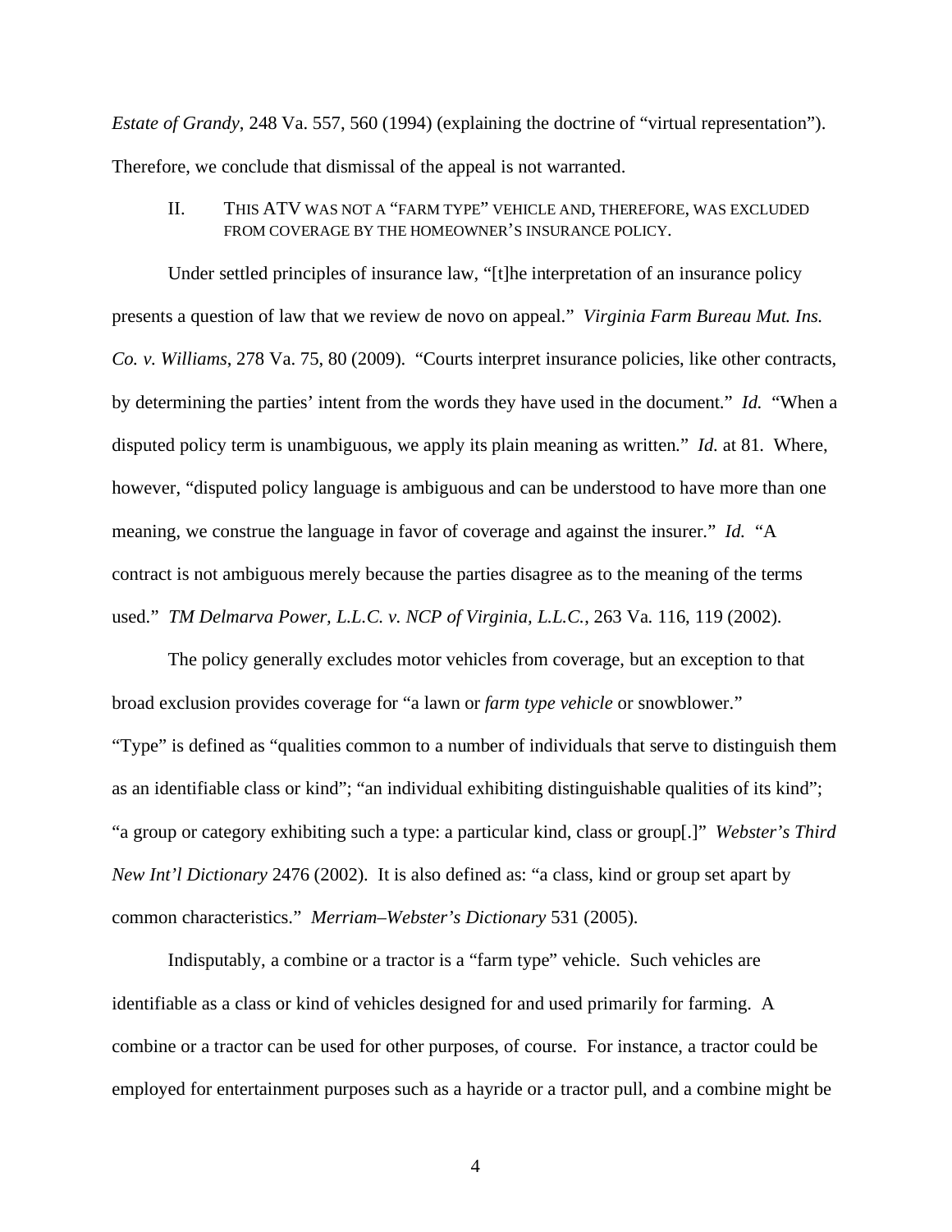*Estate of Grandy*, 248 Va. 557, 560 (1994) (explaining the doctrine of "virtual representation"). Therefore, we conclude that dismissal of the appeal is not warranted.

## II. THIS ATV WAS NOT A "FARM TYPE" VEHICLE AND, THEREFORE, WAS EXCLUDED FROM COVERAGE BY THE HOMEOWNER'S INSURANCE POLICY.

Under settled principles of insurance law, "[t]he interpretation of an insurance policy presents a question of law that we review de novo on appeal." *Virginia Farm Bureau Mut. Ins. Co. v. Williams*, 278 Va. 75, 80 (2009). "Courts interpret insurance policies, like other contracts, by determining the parties' intent from the words they have used in the document." *Id.* "When a disputed policy term is unambiguous, we apply its plain meaning as written." *Id.* at 81. Where, however, "disputed policy language is ambiguous and can be understood to have more than one meaning, we construe the language in favor of coverage and against the insurer." *Id.* "A contract is not ambiguous merely because the parties disagree as to the meaning of the terms used." *TM Delmarva Power, L.L.C. v. NCP of Virginia, L.L.C.*, 263 Va. 116, 119 (2002).

The policy generally excludes motor vehicles from coverage, but an exception to that broad exclusion provides coverage for "a lawn or *farm type vehicle* or snowblower." "Type" is defined as "qualities common to a number of individuals that serve to distinguish them as an identifiable class or kind"; "an individual exhibiting distinguishable qualities of its kind"; "a group or category exhibiting such a type: a particular kind, class or group[.]" *Webster's Third New Int'l Dictionary* 2476 (2002). It is also defined as: "a class, kind or group set apart by common characteristics." *Merriam–Webster's Dictionary* 531 (2005).

Indisputably, a combine or a tractor is a "farm type" vehicle. Such vehicles are identifiable as a class or kind of vehicles designed for and used primarily for farming. A combine or a tractor can be used for other purposes, of course. For instance, a tractor could be employed for entertainment purposes such as a hayride or a tractor pull, and a combine might be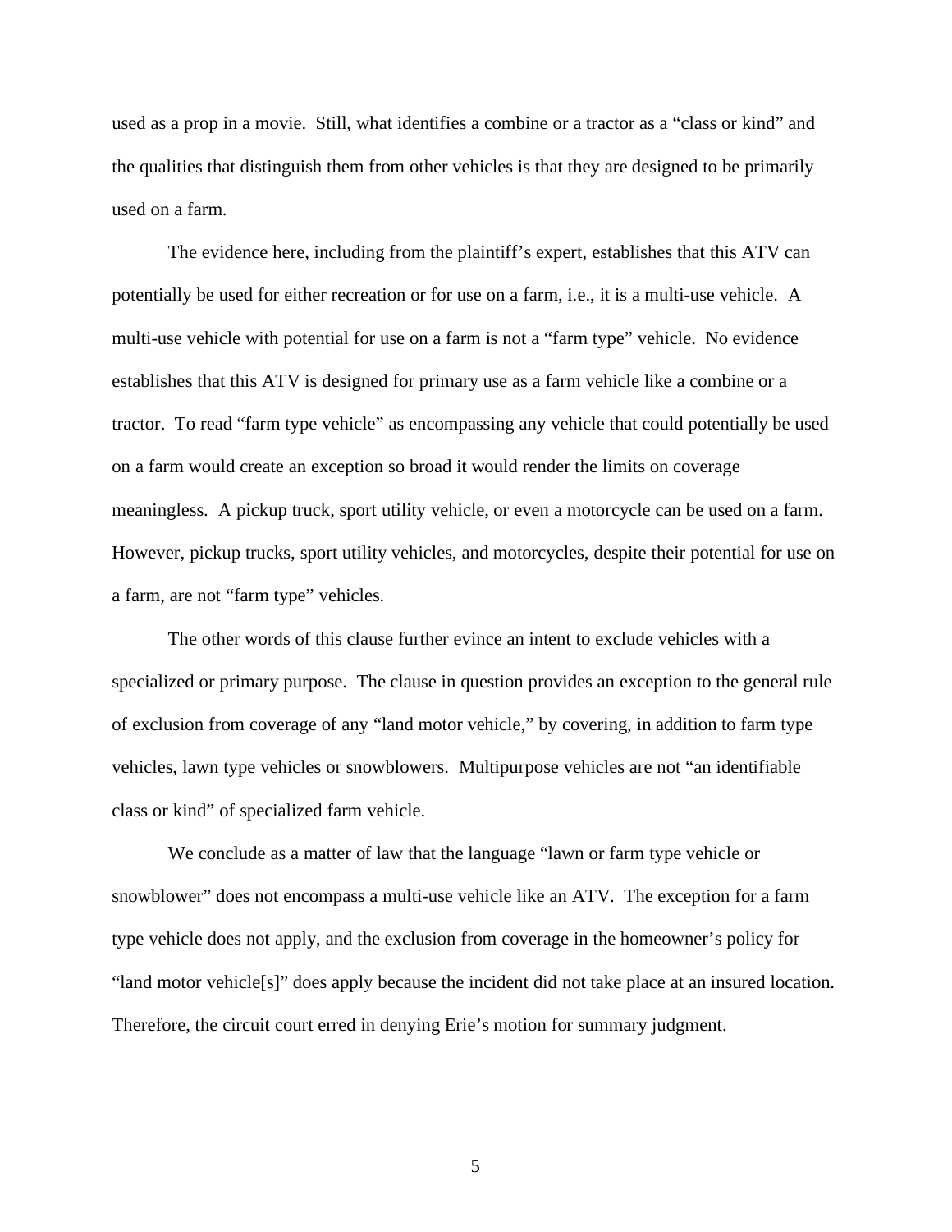used as a prop in a movie. Still, what identifies a combine or a tractor as a "class or kind" and the qualities that distinguish them from other vehicles is that they are designed to be primarily used on a farm.

The evidence here, including from the plaintiff's expert, establishes that this ATV can potentially be used for either recreation or for use on a farm, i.e., it is a multi-use vehicle. A multi-use vehicle with potential for use on a farm is not a "farm type" vehicle. No evidence establishes that this ATV is designed for primary use as a farm vehicle like a combine or a tractor. To read "farm type vehicle" as encompassing any vehicle that could potentially be used on a farm would create an exception so broad it would render the limits on coverage meaningless. A pickup truck, sport utility vehicle, or even a motorcycle can be used on a farm. However, pickup trucks, sport utility vehicles, and motorcycles, despite their potential for use on a farm, are not "farm type" vehicles.

The other words of this clause further evince an intent to exclude vehicles with a specialized or primary purpose. The clause in question provides an exception to the general rule of exclusion from coverage of any "land motor vehicle," by covering, in addition to farm type vehicles, lawn type vehicles or snowblowers. Multipurpose vehicles are not "an identifiable class or kind" of specialized farm vehicle.

We conclude as a matter of law that the language "lawn or farm type vehicle or snowblower" does not encompass a multi-use vehicle like an ATV. The exception for a farm type vehicle does not apply, and the exclusion from coverage in the homeowner's policy for "land motor vehicle[s]" does apply because the incident did not take place at an insured location. Therefore, the circuit court erred in denying Erie's motion for summary judgment.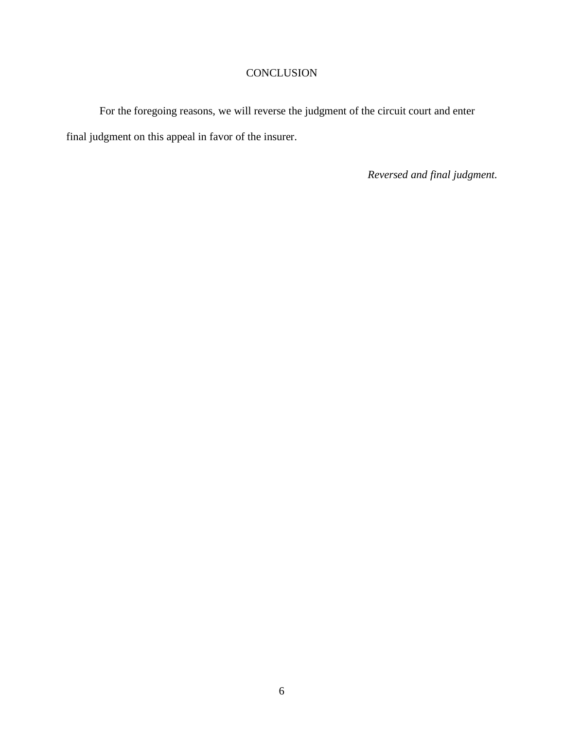## CONCLUSION

For the foregoing reasons, we will reverse the judgment of the circuit court and enter final judgment on this appeal in favor of the insurer.

*Reversed and final judgment.*